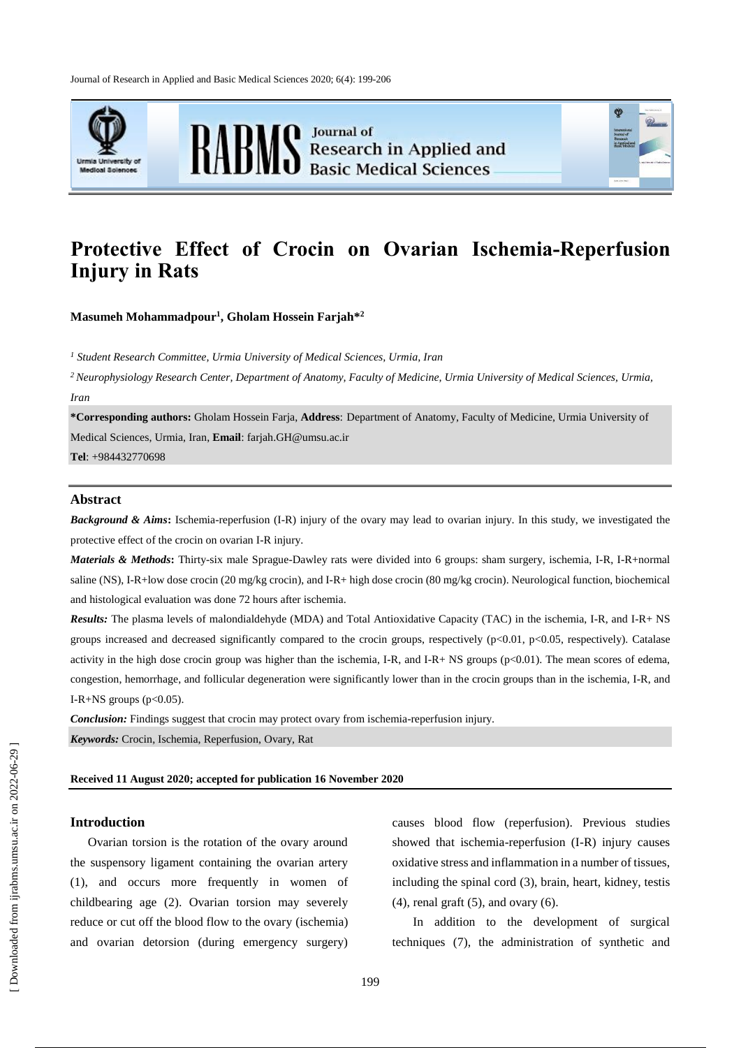# Protective Effect of Crocin on Ovarian Ischemia-Reperfusion Injury in Rats

**Masumeh Mohammadpour[1], Gholam Hossein Farjah*[2]**

*[1] Student Research Committee, Urmia University of Medical Sciences, Urmia, Iran*

*[2] Neurophysiology Research Center, Department of Anatomy, Faculty of Medicine, Urmia University of Medical Sciences, Urmia, Iran*

**\*Corresponding authors:** Gholam Hossein Farja, **Address**: Department of Anatomy, Faculty of Medicine, Urmia University of Medical Sciences, Urmia, Iran, **Email**: farjah.GH@umsu.ac.ir

**Tel**: +984432770698

## Abstract

***Background & Aims*:** Ischemia-reperfusion (I-R) injury of the ovary may lead to ovarian injury. In this study, we investigated the protective effect of the crocin on ovarian I-R injury.

***Materials & Methods*:** Thirty-six male Sprague-Dawley rats were divided into 6 groups: sham surgery, ischemia, I-R, I-R+normal saline (NS), I-R+low dose crocin (20 mg/kg crocin), and I-R+ high dose crocin (80 mg/kg crocin). Neurological function, biochemical and histological evaluation was done 72 hours after ischemia.

***Results:*** The plasma levels of malondialdehyde (MDA) and Total Antioxidative Capacity (TAC) in the ischemia, I-R, and I-R+ NS groups increased and decreased significantly compared to the crocin groups, respectively ($p<0.01$, $p<0.05$, respectively). Catalase activity in the high dose crocin group was higher than the ischemia, I-R, and I-R+ NS groups ($p<0.01$). The mean scores of edema, congestion, hemorrhage, and follicular degeneration were significantly lower than in the crocin groups than in the ischemia, I-R, and I-R+NS groups ($p<0.05$).

***Conclusion:*** Findings suggest that crocin may protect ovary from ischemia-reperfusion injury.

***Keywords:*** Crocin, Ischemia, Reperfusion, Ovary, Rat

**Received 11 August 2020; accepted for publication 16 November 2020**

## Introduction

Ovarian torsion is the rotation of the ovary around the suspensory ligament containing the ovarian artery (1), and occurs more frequently in women of childbearing age (2). Ovarian torsion may severely reduce or cut off the blood flow to the ovary (ischemia) and ovarian detorsion (during emergency surgery) causes blood flow (reperfusion). Previous studies showed that ischemia-reperfusion (I-R) injury causes oxidative stress and inflammation in a number of tissues, including the spinal cord (3), brain, heart, kidney, testis (4), renal graft (5), and ovary (6).

In addition to the development of surgical techniques (7), the administration of synthetic and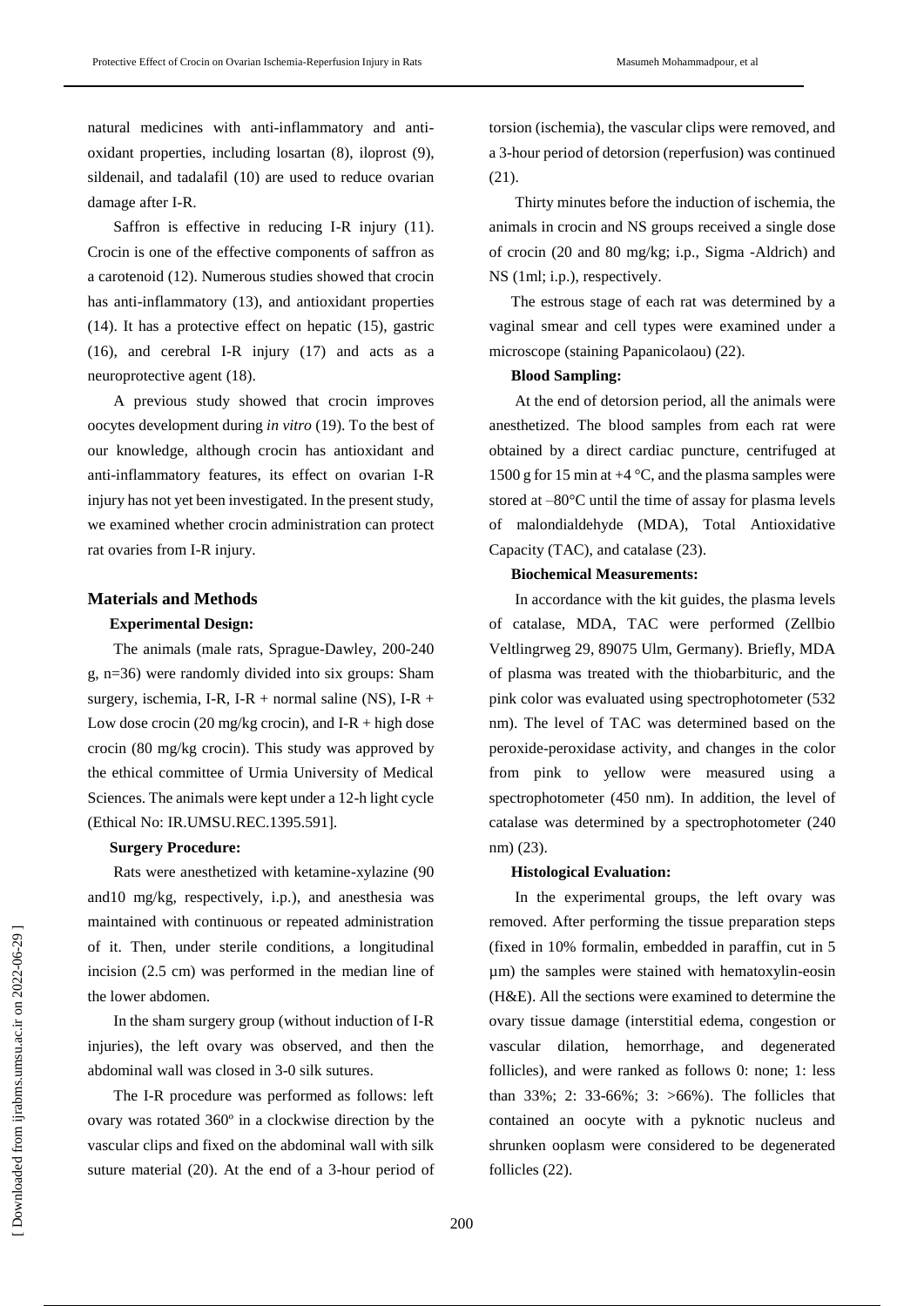natural medicines with anti-inflammatory and anti-oxidant properties, including losartan (8), iloprost (9), sildenail, and tadalafil (10) are used to reduce ovarian damage after I-R.

Saffron is effective in reducing I-R injury (11). Crocin is one of the effective components of saffron as a carotenoid (12). Numerous studies showed that crocin has anti-inflammatory (13), and antioxidant properties (14). It has a protective effect on hepatic (15), gastric (16), and cerebral I-R injury (17) and acts as a neuroprotective agent (18).

A previous study showed that crocin improves oocytes development during *in vitro* (19). To the best of our knowledge, although crocin has antioxidant and anti-inflammatory features, its effect on ovarian I-R injury has not yet been investigated. In the present study, we examined whether crocin administration can protect rat ovaries from I-R injury.

## Materials and Methods

### Experimental Design:

The animals (male rats, Sprague-Dawley, 200-240 g, n=36) were randomly divided into six groups: Sham surgery, ischemia, I-R, I-R + normal saline (NS), I-R + Low dose crocin (20 mg/kg crocin), and I-R + high dose crocin (80 mg/kg crocin). This study was approved by the ethical committee of Urmia University of Medical Sciences. The animals were kept under a 12-h light cycle (Ethical No: IR.UMSU.REC.1395.591].

### Surgery Procedure:

Rats were anesthetized with ketamine-xylazine (90 and10 mg/kg, respectively, i.p.), and anesthesia was maintained with continuous or repeated administration of it. Then, under sterile conditions, a longitudinal incision (2.5 cm) was performed in the median line of the lower abdomen.

In the sham surgery group (without induction of I-R injuries), the left ovary was observed, and then the abdominal wall was closed in 3-0 silk sutures.

The I-R procedure was performed as follows: left ovary was rotated 360º in a clockwise direction by the vascular clips and fixed on the abdominal wall with silk suture material (20). At the end of a 3-hour period of torsion (ischemia), the vascular clips were removed, and a 3-hour period of detorsion (reperfusion) was continued (21).

Thirty minutes before the induction of ischemia, the animals in crocin and NS groups received a single dose of crocin (20 and 80 mg/kg; i.p., Sigma -Aldrich) and NS (1ml; i.p.), respectively.

The estrous stage of each rat was determined by a vaginal smear and cell types were examined under a microscope (staining Papanicolaou) (22).

### Blood Sampling:

At the end of detorsion period, all the animals were anesthetized. The blood samples from each rat were obtained by a direct cardiac puncture, centrifuged at 1500 g for 15 min at +4 °C, and the plasma samples were stored at –80°C until the time of assay for plasma levels of malondialdehyde (MDA), Total Antioxidative Capacity (TAC), and catalase (23).

### Biochemical Measurements:

In accordance with the kit guides, the plasma levels of catalase, MDA, TAC were performed (Zellbio Veltlingrweg 29, 89075 Ulm, Germany). Briefly, MDA of plasma was treated with the thiobarbituric, and the pink color was evaluated using spectrophotometer (532 nm). The level of TAC was determined based on the peroxide-peroxidase activity, and changes in the color from pink to yellow were measured using a spectrophotometer (450 nm). In addition, the level of catalase was determined by a spectrophotometer (240 nm) (23).

### Histological Evaluation:

In the experimental groups, the left ovary was removed. After performing the tissue preparation steps (fixed in 10% formalin, embedded in paraffin, cut in 5 µm) the samples were stained with hematoxylin-eosin (H&E). All the sections were examined to determine the ovary tissue damage (interstitial edema, congestion or vascular dilation, hemorrhage, and degenerated follicles), and were ranked as follows 0: none; 1: less than 33%; 2: 33-66%; 3: >66%). The follicles that contained an oocyte with a pyknotic nucleus and shrunken ooplasm were considered to be degenerated follicles (22).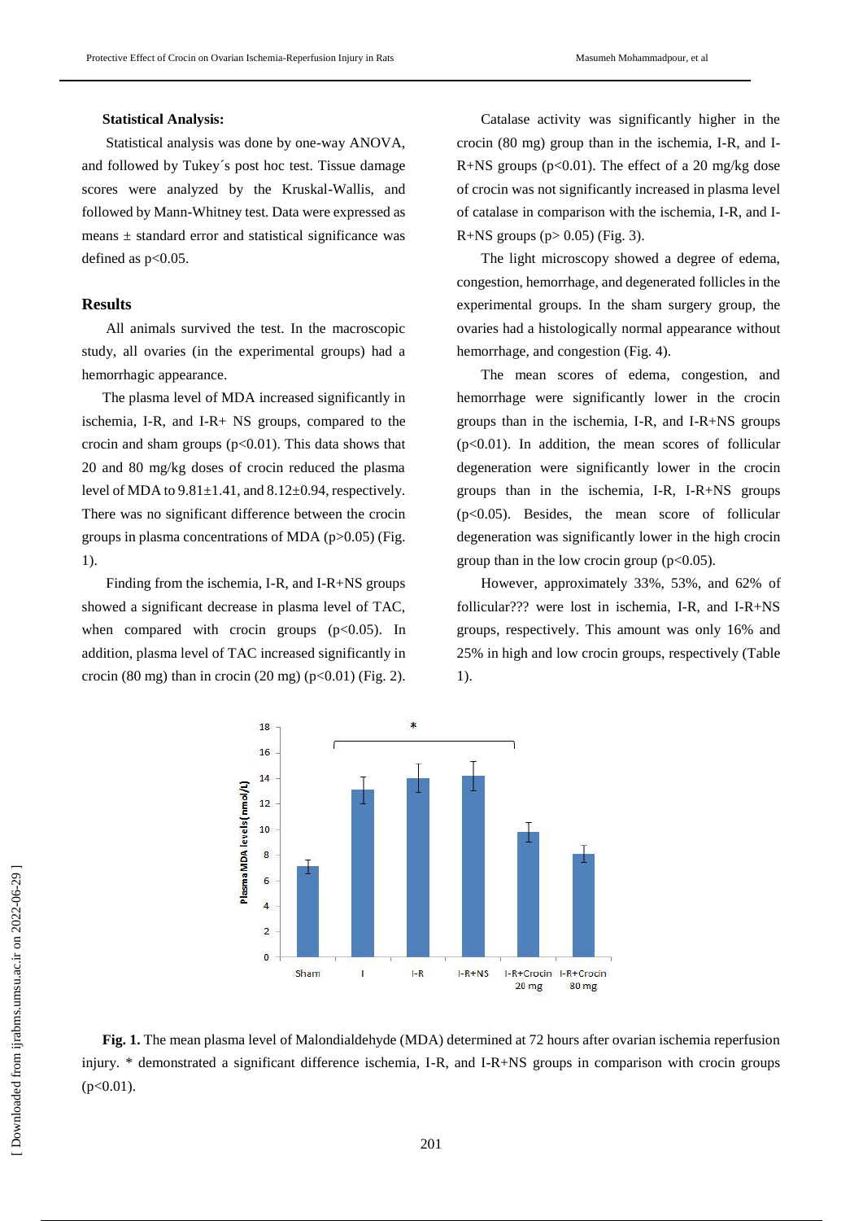### Statistical Analysis:

Statistical analysis was done by one-way ANOVA, and followed by Tukey´s post hoc test. Tissue damage scores were analyzed by the Kruskal-Wallis, and followed by Mann-Whitney test. Data were expressed as means ± standard error and statistical significance was defined as $p<0.05$.

## Results

All animals survived the test. In the macroscopic study, all ovaries (in the experimental groups) had a hemorrhagic appearance.

The plasma level of MDA increased significantly in ischemia, I-R, and I-R+ NS groups, compared to the crocin and sham groups ($p<0.01$). This data shows that 20 and 80 mg/kg doses of crocin reduced the plasma level of MDA to $9.81\pm1.41$, and $8.12\pm0.94$, respectively. There was no significant difference between the crocin groups in plasma concentrations of MDA ($p>0.05$) (Fig. 1).

Finding from the ischemia, I-R, and I-R+NS groups showed a significant decrease in plasma level of TAC, when compared with crocin groups ($p<0.05$). In addition, plasma level of TAC increased significantly in crocin (80 mg) than in crocin (20 mg) ($p<0.01$) (Fig. 2).

Catalase activity was significantly higher in the crocin (80 mg) group than in the ischemia, I-R, and I-R+NS groups ($p<0.01$). The effect of a 20 mg/kg dose of crocin was not significantly increased in plasma level of catalase in comparison with the ischemia, I-R, and I-R+NS groups ($p> 0.05$) (Fig. 3).

The light microscopy showed a degree of edema, congestion, hemorrhage, and degenerated follicles in the experimental groups. In the sham surgery group, the ovaries had a histologically normal appearance without hemorrhage, and congestion (Fig. 4).

The mean scores of edema, congestion, and hemorrhage were significantly lower in the crocin groups than in the ischemia, I-R, and I-R+NS groups ($p<0.01$). In addition, the mean scores of follicular degeneration were significantly lower in the crocin groups than in the ischemia, I-R, I-R+NS groups ($p<0.05$). Besides, the mean score of follicular degeneration was significantly lower in the high crocin group than in the low crocin group ($p<0.05$).

However, approximately 33%, 53%, and 62% of follicular??? were lost in ischemia, I-R, and I-R+NS groups, respectively. This amount was only 16% and 25% in high and low crocin groups, respectively (Table 1).

**Fig. 1.** The mean plasma level of Malondialdehyde (MDA) determined at 72 hours after ovarian ischemia reperfusion injury. * demonstrated a significant difference ischemia, I-R, and I-R+NS groups in comparison with crocin groups ($p<0.01$).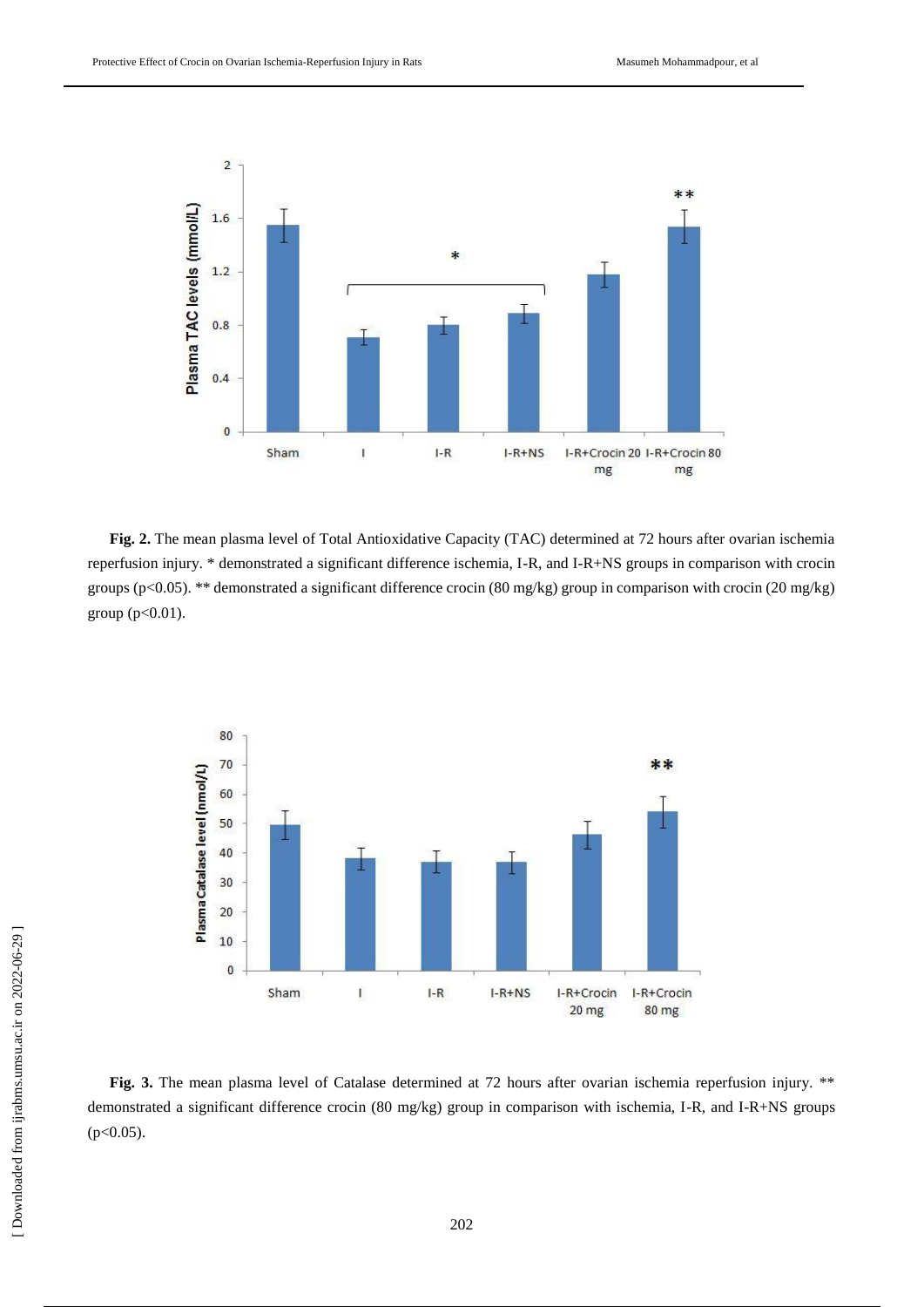**Fig. 2.** The mean plasma level of Total Antioxidative Capacity (TAC) determined at 72 hours after ovarian ischemia reperfusion injury. * demonstrated a significant difference ischemia, I-R, and I-R+NS groups in comparison with crocin groups ($p<0.05$). ** demonstrated a significant difference crocin (80 mg/kg) group in comparison with crocin (20 mg/kg) group ($p<0.01$).

**Fig. 3.** The mean plasma level of Catalase determined at 72 hours after ovarian ischemia reperfusion injury. ** demonstrated a significant difference crocin (80 mg/kg) group in comparison with ischemia, I-R, and I-R+NS groups ($p<0.05$).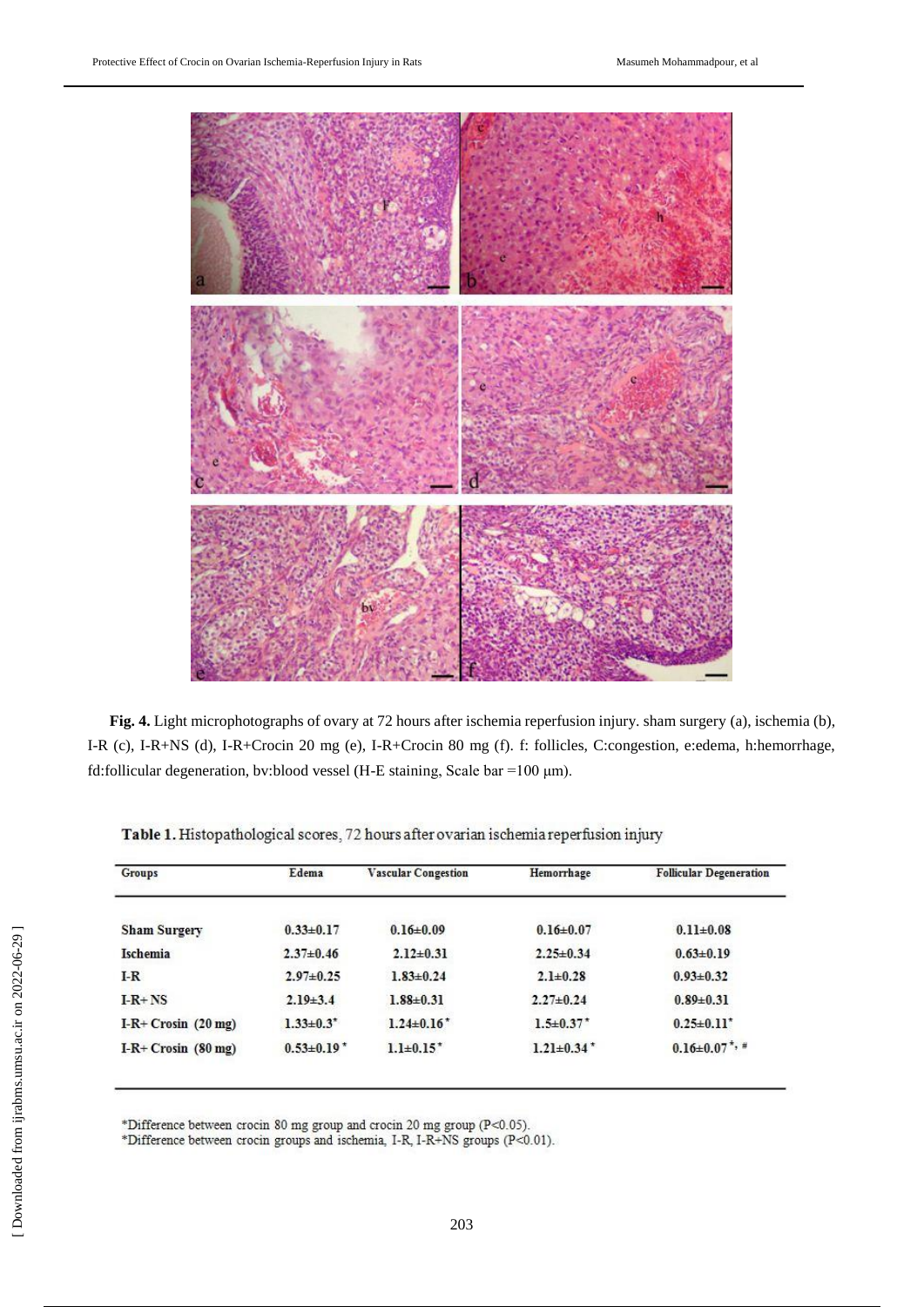**Fig. 4.** Light microphotographs of ovary at 72 hours after ischemia reperfusion injury. sham surgery (a), ischemia (b), I-R (c), I-R+NS (d), I-R+Crocin 20 mg (e), I-R+Crocin 80 mg (f). f: follicles, C:congestion, e:edema, h:hemorrhage, fd:follicular degeneration, bv:blood vessel (H-E staining, Scale bar =100 μm).

**Table 1.** Histopathological scores, 72 hours after ovarian ischemia reperfusion injury

| Groups | Edema | Vascular Congestion | Hemorrhage | Follicular Degeneration |
|---|---|---|---|---|
| Sham Surgery | 0.33±0.17 | 0.16±0.09 | 0.16±0.07 | 0.11±0.08 |
| Ischemia | 2.37±0.46 | 2.12±0.31 | 2.25±0.34 | 0.63±0.19 |
| I-R | 2.97±0.25 | 1.83±0.24 | 2.1±0.28 | 0.93±0.32 |
| I-R+ NS | 2.19±3.4 | 1.88±0.31 | 2.27±0.24 | 0.89±0.31 |
| I-R+ Crosin (20 mg) | 1.33±0.3* | 1.24±0.16* | 1.5±0.37* | 0.25±0.11* |
| I-R+ Crosin (80 mg) | 0.53±0.19* | 1.1±0.15* | 1.21±0.34* | 0.16±0.07*, # |

*Difference between crocin 80 mg group and crocin 20 mg group (P<0.05).
*Difference between crocin groups and ischemia, I-R, I-R+NS groups (P<0.01).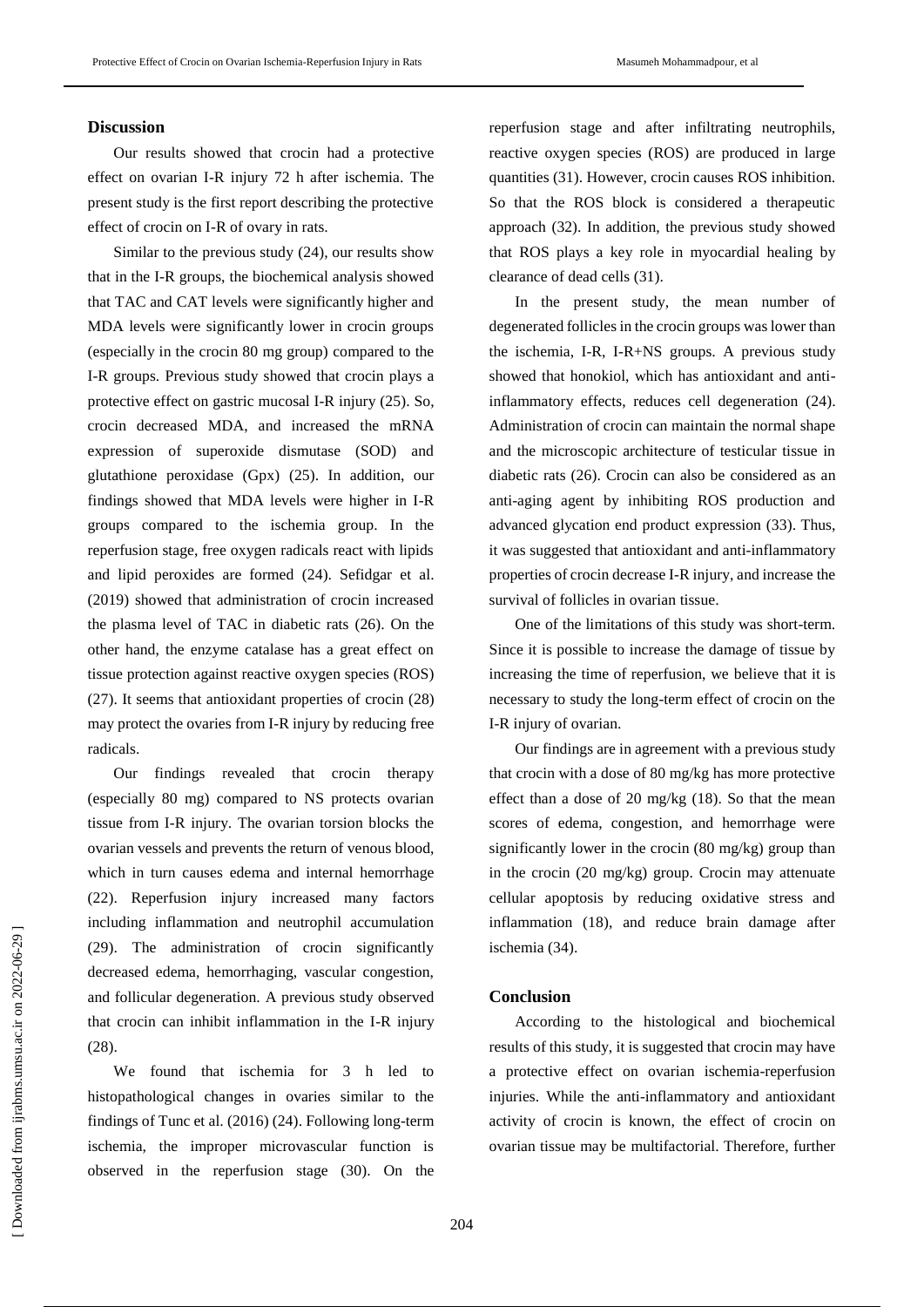## Discussion

Our results showed that crocin had a protective effect on ovarian I-R injury 72 h after ischemia. The present study is the first report describing the protective effect of crocin on I-R of ovary in rats.

Similar to the previous study (24), our results show that in the I-R groups, the biochemical analysis showed that TAC and CAT levels were significantly higher and MDA levels were significantly lower in crocin groups (especially in the crocin 80 mg group) compared to the I-R groups. Previous study showed that crocin plays a protective effect on gastric mucosal I-R injury (25). So, crocin decreased MDA, and increased the mRNA expression of superoxide dismutase (SOD) and glutathione peroxidase (Gpx) (25). In addition, our findings showed that MDA levels were higher in I-R groups compared to the ischemia group. In the reperfusion stage, free oxygen radicals react with lipids and lipid peroxides are formed (24). Sefidgar et al. (2019) showed that administration of crocin increased the plasma level of TAC in diabetic rats (26). On the other hand, the enzyme catalase has a great effect on tissue protection against reactive oxygen species (ROS) (27). It seems that antioxidant properties of crocin (28) may protect the ovaries from I-R injury by reducing free radicals.

Our findings revealed that crocin therapy (especially 80 mg) compared to NS protects ovarian tissue from I-R injury. The ovarian torsion blocks the ovarian vessels and prevents the return of venous blood, which in turn causes edema and internal hemorrhage (22). Reperfusion injury increased many factors including inflammation and neutrophil accumulation (29). The administration of crocin significantly decreased edema, hemorrhaging, vascular congestion, and follicular degeneration. A previous study observed that crocin can inhibit inflammation in the I-R injury (28).

We found that ischemia for 3 h led to histopathological changes in ovaries similar to the findings of Tunc et al. (2016) (24). Following long-term ischemia, the improper microvascular function is observed in the reperfusion stage (30). On the reperfusion stage and after infiltrating neutrophils, reactive oxygen species (ROS) are produced in large quantities (31). However, crocin causes ROS inhibition. So that the ROS block is considered a therapeutic approach (32). In addition, the previous study showed that ROS plays a key role in myocardial healing by clearance of dead cells (31).

In the present study, the mean number of degenerated follicles in the crocin groups was lower than the ischemia, I-R, I-R+NS groups. A previous study showed that honokiol, which has antioxidant and anti-inflammatory effects, reduces cell degeneration (24). Administration of crocin can maintain the normal shape and the microscopic architecture of testicular tissue in diabetic rats (26). Crocin can also be considered as an anti-aging agent by inhibiting ROS production and advanced glycation end product expression (33). Thus, it was suggested that antioxidant and anti-inflammatory properties of crocin decrease I-R injury, and increase the survival of follicles in ovarian tissue.

One of the limitations of this study was short-term. Since it is possible to increase the damage of tissue by increasing the time of reperfusion, we believe that it is necessary to study the long-term effect of crocin on the I-R injury of ovarian.

Our findings are in agreement with a previous study that crocin with a dose of 80 mg/kg has more protective effect than a dose of 20 mg/kg (18). So that the mean scores of edema, congestion, and hemorrhage were significantly lower in the crocin (80 mg/kg) group than in the crocin (20 mg/kg) group. Crocin may attenuate cellular apoptosis by reducing oxidative stress and inflammation (18), and reduce brain damage after ischemia (34).

## Conclusion

According to the histological and biochemical results of this study, it is suggested that crocin may have a protective effect on ovarian ischemia-reperfusion injuries. While the anti-inflammatory and antioxidant activity of crocin is known, the effect of crocin on ovarian tissue may be multifactorial. Therefore, further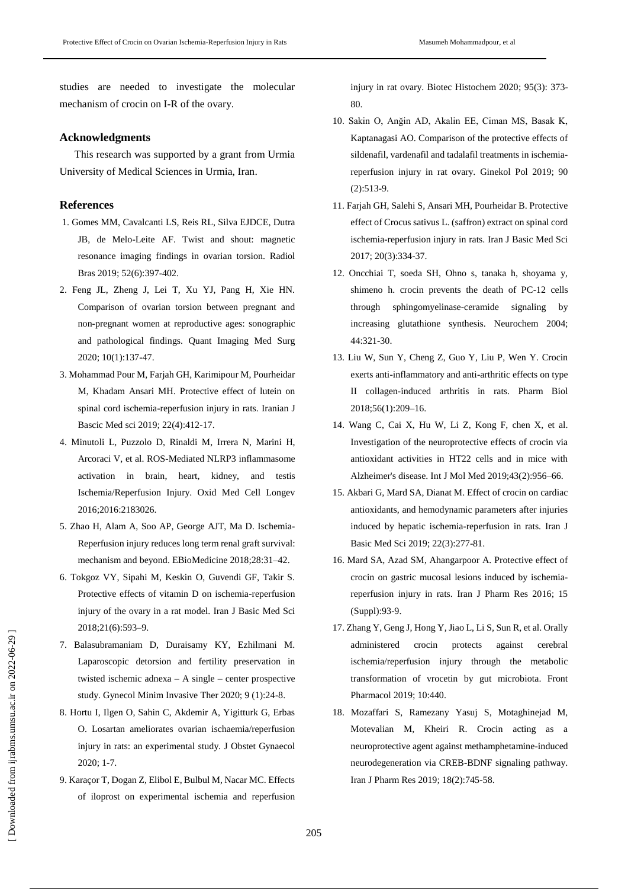studies are needed to investigate the molecular mechanism of crocin on I-R of the ovary.

## Acknowledgments

This research was supported by a grant from Urmia University of Medical Sciences in Urmia, Iran.

## References

1. Gomes MM, Cavalcanti LS, Reis RL, Silva EJDCE, Dutra JB, de Melo-Leite AF. Twist and shout: magnetic resonance imaging findings in ovarian torsion. Radiol Bras 2019; 52(6):397-402.
2. Feng JL, Zheng J, Lei T, Xu YJ, Pang H, Xie HN. Comparison of ovarian torsion between pregnant and non-pregnant women at reproductive ages: sonographic and pathological findings. Quant Imaging Med Surg 2020; 10(1):137-47.
3. Mohammad Pour M, Farjah GH, Karimipour M, Pourheidar M, Khadam Ansari MH. Protective effect of lutein on spinal cord ischemia-reperfusion injury in rats. Iranian J Bascic Med sci 2019; 22(4):412-17.
4. Minutoli L, Puzzolo D, Rinaldi M, Irrera N, Marini H, Arcoraci V, et al. ROS-Mediated NLRP3 inflammasome activation in brain, heart, kidney, and testis Ischemia/Reperfusion Injury. Oxid Med Cell Longev 2016;2016:2183026.
5. Zhao H, Alam A, Soo AP, George AJT, Ma D. Ischemia-Reperfusion injury reduces long term renal graft survival: mechanism and beyond. EBioMedicine 2018;28:31–42.
6. Tokgoz VY, Sipahi M, Keskin O, Guvendi GF, Takir S. Protective effects of vitamin D on ischemia-reperfusion injury of the ovary in a rat model. Iran J Basic Med Sci 2018;21(6):593–9.
7. Balasubramaniam D, Duraisamy KY, Ezhilmani M. Laparoscopic detorsion and fertility preservation in twisted ischemic adnexa – A single – center prospective study. Gynecol Minim Invasive Ther 2020; 9 (1):24-8.
8. Hortu I, Ilgen O, Sahin C, Akdemir A, Yigitturk G, Erbas O. Losartan ameliorates ovarian ischaemia/reperfusion injury in rats: an experimental study. J Obstet Gynaecol 2020; 1-7.
9. Karaçor T, Dogan Z, Elibol E, Bulbul M, Nacar MC. Effects of iloprost on experimental ischemia and reperfusion injury in rat ovary. Biotec Histochem 2020; 95(3): 373-80.
10. Sakin O, Anğin AD, Akalin EE, Ciman MS, Basak K, Kaptanagasi AO. Comparison of the protective effects of sildenafil, vardenafil and tadalafil treatments in ischemia-reperfusion injury in rat ovary. Ginekol Pol 2019; 90 (2):513-9.
11. Farjah GH, Salehi S, Ansari MH, Pourheidar B. Protective effect of Crocus sativus L. (saffron) extract on spinal cord ischemia-reperfusion injury in rats. Iran J Basic Med Sci 2017; 20(3):334-37.
12. Oncchiai T, soeda SH, Ohno s, tanaka h, shoyama y, shimeno h. crocin prevents the death of PC-12 cells through sphingomyelinase-ceramide signaling by increasing glutathione synthesis. Neurochem 2004; 44:321-30.
13. Liu W, Sun Y, Cheng Z, Guo Y, Liu P, Wen Y. Crocin exerts anti-inflammatory and anti-arthritic effects on type II collagen-induced arthritis in rats. Pharm Biol 2018;56(1):209–16.
14. Wang C, Cai X, Hu W, Li Z, Kong F, chen X, et al. Investigation of the neuroprotective effects of crocin via antioxidant activities in HT22 cells and in mice with Alzheimer's disease. Int J Mol Med 2019;43(2):956–66.
15. Akbari G, Mard SA, Dianat M. Effect of crocin on cardiac antioxidants, and hemodynamic parameters after injuries induced by hepatic ischemia-reperfusion in rats. Iran J Basic Med Sci 2019; 22(3):277-81.
16. Mard SA, Azad SM, Ahangarpoor A. Protective effect of crocin on gastric mucosal lesions induced by ischemia-reperfusion injury in rats. Iran J Pharm Res 2016; 15 (Suppl):93-9.
17. Zhang Y, Geng J, Hong Y, Jiao L, Li S, Sun R, et al. Orally administered crocin protects against cerebral ischemia/reperfusion injury through the metabolic transformation of vrocetin by gut microbiota. Front Pharmacol 2019; 10:440.
18. Mozaffari S, Ramezany Yasuj S, Motaghinejad M, Motevalian M, Kheiri R. Crocin acting as a neuroprotective agent against methamphetamine-induced neurodegeneration via CREB-BDNF signaling pathway. Iran J Pharm Res 2019; 18(2):745-58.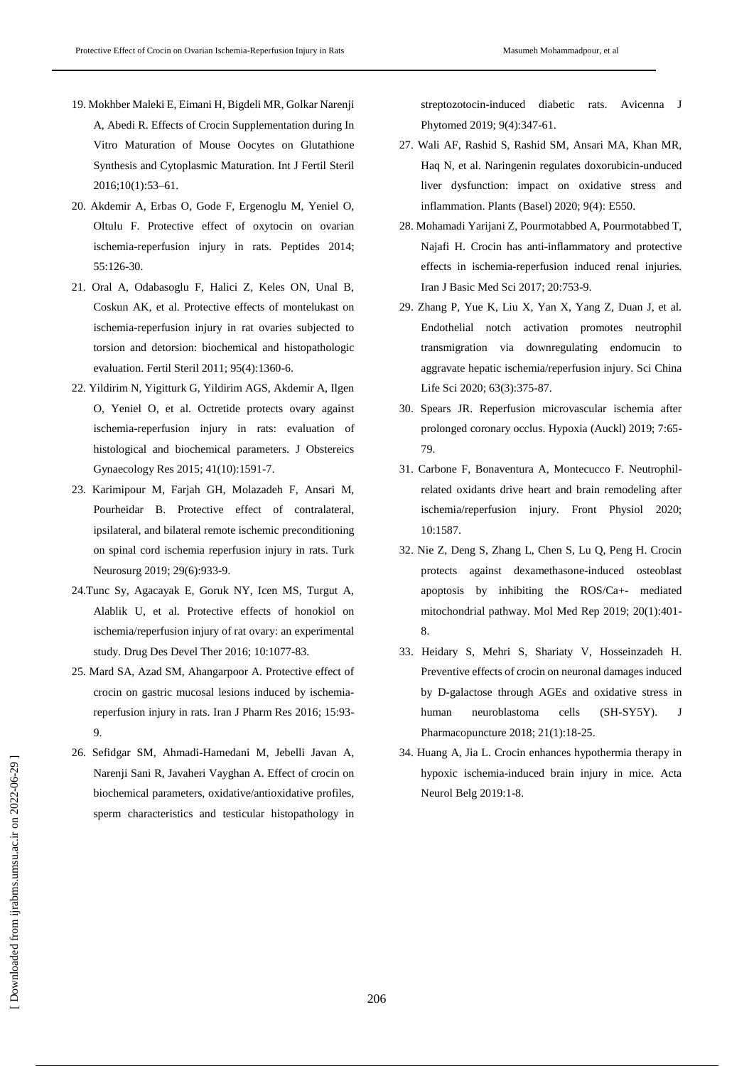19. Mokhber Maleki E, Eimani H, Bigdeli MR, Golkar Narenji A, Abedi R. Effects of Crocin Supplementation during In Vitro Maturation of Mouse Oocytes on Glutathione Synthesis and Cytoplasmic Maturation. Int J Fertil Steril 2016;10(1):53–61.
20. Akdemir A, Erbas O, Gode F, Ergenoglu M, Yeniel O, Oltulu F. Protective effect of oxytocin on ovarian ischemia-reperfusion injury in rats. Peptides 2014; 55:126-30.
21. Oral A, Odabasoglu F, Halici Z, Keles ON, Unal B, Coskun AK, et al. Protective effects of montelukast on ischemia-reperfusion injury in rat ovaries subjected to torsion and detorsion: biochemical and histopathologic evaluation. Fertil Steril 2011; 95(4):1360-6.
22. Yildirim N, Yigitturk G, Yildirim AGS, Akdemir A, Ilgen O, Yeniel O, et al. Octretide protects ovary against ischemia-reperfusion injury in rats: evaluation of histological and biochemical parameters. J Obstereics Gynaecology Res 2015; 41(10):1591-7.
23. Karimipour M, Farjah GH, Molazadeh F, Ansari M, Pourheidar B. Protective effect of contralateral, ipsilateral, and bilateral remote ischemic preconditioning on spinal cord ischemia reperfusion injury in rats. Turk Neurosurg 2019; 29(6):933-9.
24. Tunc Sy, Agacayak E, Goruk NY, Icen MS, Turgut A, Alablik U, et al. Protective effects of honokiol on ischemia/reperfusion injury of rat ovary: an experimental study. Drug Des Devel Ther 2016; 10:1077-83.
25. Mard SA, Azad SM, Ahangarpoor A. Protective effect of crocin on gastric mucosal lesions induced by ischemia-reperfusion injury in rats. Iran J Pharm Res 2016; 15:93-9.
26. Sefidgar SM, Ahmadi-Hamedani M, Jebelli Javan A, Narenji Sani R, Javaheri Vayghan A. Effect of crocin on biochemical parameters, oxidative/antioxidative profiles, sperm characteristics and testicular histopathology in streptozotocin-induced diabetic rats. Avicenna J Phytomed 2019; 9(4):347-61.
27. Wali AF, Rashid S, Rashid SM, Ansari MA, Khan MR, Haq N, et al. Naringenin regulates doxorubicin-unduced liver dysfunction: impact on oxidative stress and inflammation. Plants (Basel) 2020; 9(4): E550.
28. Mohamadi Yarijani Z, Pourmotabbed A, Pourmotabbed T, Najafi H. Crocin has anti-inflammatory and protective effects in ischemia-reperfusion induced renal injuries. Iran J Basic Med Sci 2017; 20:753-9.
29. Zhang P, Yue K, Liu X, Yan X, Yang Z, Duan J, et al. Endothelial notch activation promotes neutrophil transmigration via downregulating endomucin to aggravate hepatic ischemia/reperfusion injury. Sci China Life Sci 2020; 63(3):375-87.
30. Spears JR. Reperfusion microvascular ischemia after prolonged coronary occlus. Hypoxia (Auckl) 2019; 7:65-79.
31. Carbone F, Bonaventura A, Montecucco F. Neutrophil-related oxidants drive heart and brain remodeling after ischemia/reperfusion injury. Front Physiol 2020; 10:1587.
32. Nie Z, Deng S, Zhang L, Chen S, Lu Q, Peng H. Crocin protects against dexamethasone-induced osteoblast apoptosis by inhibiting the ROS/Ca+- mediated mitochondrial pathway. Mol Med Rep 2019; 20(1):401-8.
33. Heidary S, Mehri S, Shariaty V, Hosseinzadeh H. Preventive effects of crocin on neuronal damages induced by D-galactose through AGEs and oxidative stress in human neuroblastoma cells (SH-SY5Y). J Pharmacopuncture 2018; 21(1):18-25.
34. Huang A, Jia L. Crocin enhances hypothermia therapy in hypoxic ischemia-induced brain injury in mice. Acta Neurol Belg 2019:1-8.